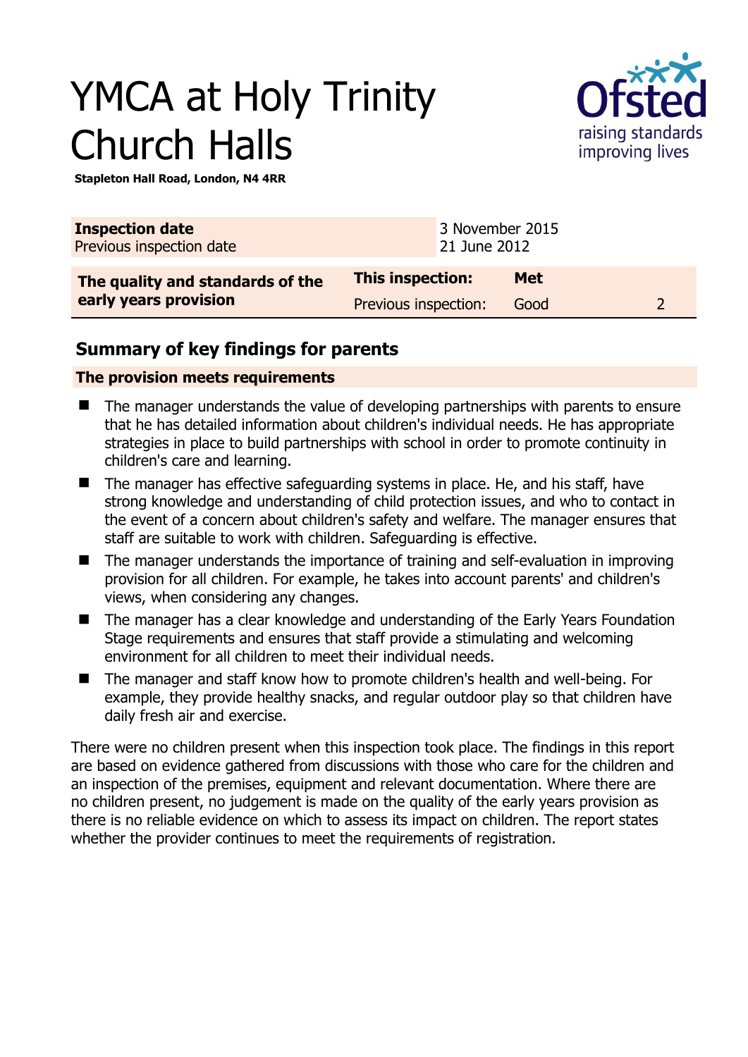# YMCA at Holy Trinity Church Halls

**Stapleton Hall Road, London, N4 4RR**

| | | | |
|---|---|---|---|
| **Inspection date** | 3 November 2015 | | |
| Previous inspection date | 21 June 2012 | | |
| **The quality and standards of the early years provision** | **This inspection:** | **Met** | |
| | Previous inspection: | Good | 2 |

## Summary of key findings for parents

**The provision meets requirements**

- The manager understands the value of developing partnerships with parents to ensure that he has detailed information about children's individual needs. He has appropriate strategies in place to build partnerships with school in order to promote continuity in children's care and learning.
- The manager has effective safeguarding systems in place. He, and his staff, have strong knowledge and understanding of child protection issues, and who to contact in the event of a concern about children's safety and welfare. The manager ensures that staff are suitable to work with children. Safeguarding is effective.
- The manager understands the importance of training and self-evaluation in improving provision for all children. For example, he takes into account parents' and children's views, when considering any changes.
- The manager has a clear knowledge and understanding of the Early Years Foundation Stage requirements and ensures that staff provide a stimulating and welcoming environment for all children to meet their individual needs.
- The manager and staff know how to promote children's health and well-being. For example, they provide healthy snacks, and regular outdoor play so that children have daily fresh air and exercise.

There were no children present when this inspection took place. The findings in this report are based on evidence gathered from discussions with those who care for the children and an inspection of the premises, equipment and relevant documentation. Where there are no children present, no judgement is made on the quality of the early years provision as there is no reliable evidence on which to assess its impact on children. The report states whether the provider continues to meet the requirements of registration.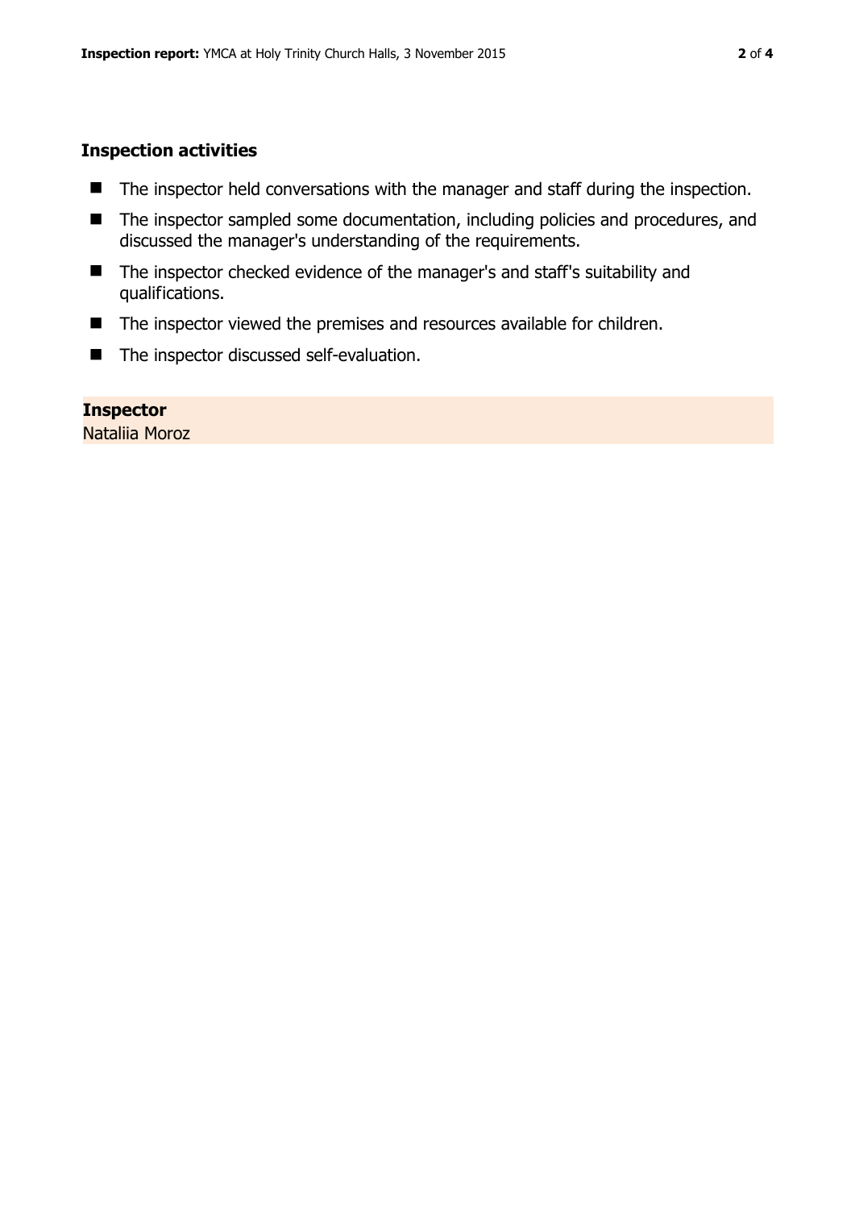## Inspection activities

- The inspector held conversations with the manager and staff during the inspection.
- The inspector sampled some documentation, including policies and procedures, and discussed the manager's understanding of the requirements.
- The inspector checked evidence of the manager's and staff's suitability and qualifications.
- The inspector viewed the premises and resources available for children.
- The inspector discussed self-evaluation.

**Inspector**
Nataliia Moroz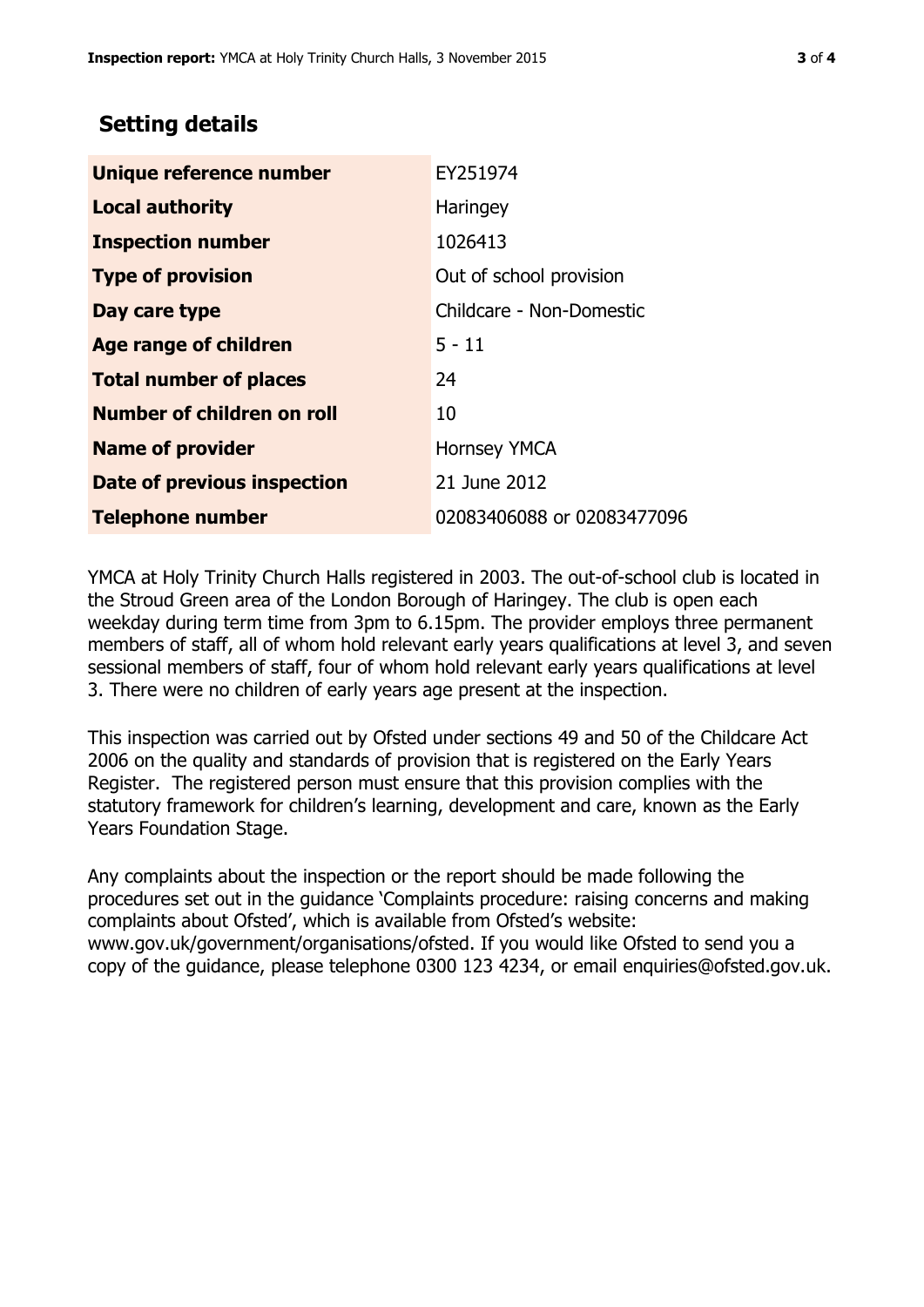## Setting details

| | |
|---|---|
| **Unique reference number** | EY251974 |
| **Local authority** | Haringey |
| **Inspection number** | 1026413 |
| **Type of provision** | Out of school provision |
| **Day care type** | Childcare - Non-Domestic |
| **Age range of children** | 5 - 11 |
| **Total number of places** | 24 |
| **Number of children on roll** | 10 |
| **Name of provider** | Hornsey YMCA |
| **Date of previous inspection** | 21 June 2012 |
| **Telephone number** | 02083406088 or 02083477096 |

YMCA at Holy Trinity Church Halls registered in 2003. The out-of-school club is located in the Stroud Green area of the London Borough of Haringey. The club is open each weekday during term time from 3pm to 6.15pm. The provider employs three permanent members of staff, all of whom hold relevant early years qualifications at level 3, and seven sessional members of staff, four of whom hold relevant early years qualifications at level 3. There were no children of early years age present at the inspection.

This inspection was carried out by Ofsted under sections 49 and 50 of the Childcare Act 2006 on the quality and standards of provision that is registered on the Early Years Register. The registered person must ensure that this provision complies with the statutory framework for children's learning, development and care, known as the Early Years Foundation Stage.

Any complaints about the inspection or the report should be made following the procedures set out in the guidance 'Complaints procedure: raising concerns and making complaints about Ofsted', which is available from Ofsted's website: www.gov.uk/government/organisations/ofsted. If you would like Ofsted to send you a copy of the guidance, please telephone 0300 123 4234, or email enquiries@ofsted.gov.uk.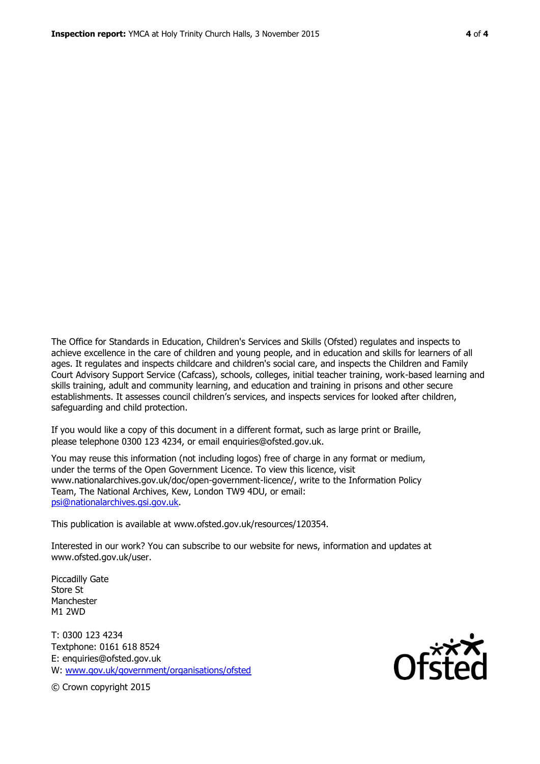The Office for Standards in Education, Children's Services and Skills (Ofsted) regulates and inspects to achieve excellence in the care of children and young people, and in education and skills for learners of all ages. It regulates and inspects childcare and children's social care, and inspects the Children and Family Court Advisory Support Service (Cafcass), schools, colleges, initial teacher training, work-based learning and skills training, adult and community learning, and education and training in prisons and other secure establishments. It assesses council children's services, and inspects services for looked after children, safeguarding and child protection.

If you would like a copy of this document in a different format, such as large print or Braille, please telephone 0300 123 4234, or email enquiries@ofsted.gov.uk.

You may reuse this information (not including logos) free of charge in any format or medium, under the terms of the Open Government Licence. To view this licence, visit www.nationalarchives.gov.uk/doc/open-government-licence/, write to the Information Policy Team, The National Archives, Kew, London TW9 4DU, or email: psi@nationalarchives.gsi.gov.uk.

This publication is available at www.ofsted.gov.uk/resources/120354.

Interested in our work? You can subscribe to our website for news, information and updates at www.ofsted.gov.uk/user.

Piccadilly Gate
Store St
Manchester
M1 2WD

T: 0300 123 4234
Textphone: 0161 618 8524
E: enquiries@ofsted.gov.uk
W: www.gov.uk/government/organisations/ofsted

© Crown copyright 2015